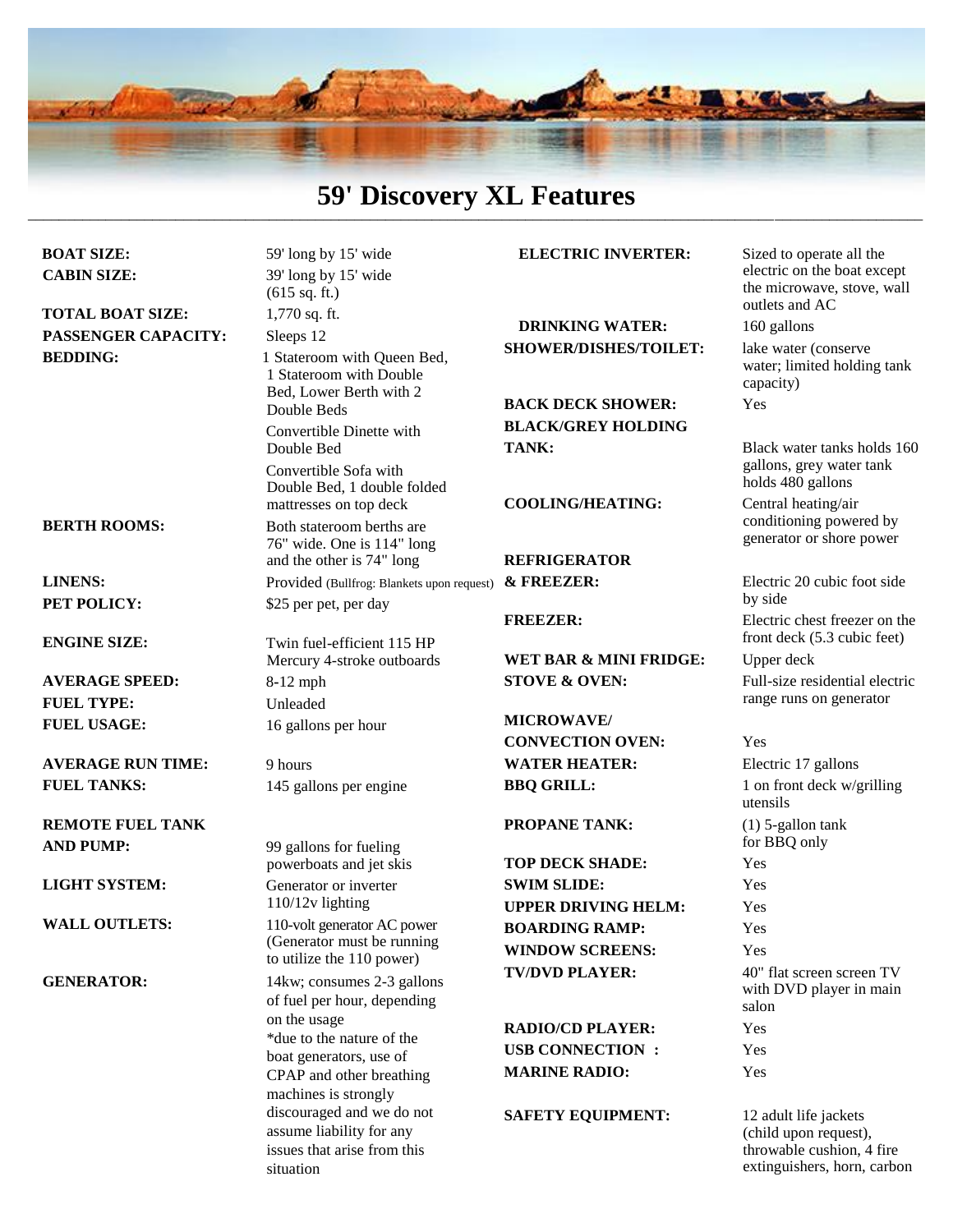# 59' Discovery XL Features

**BOAT SIZE:** 59' long by 15' wide

**CABIN SIZE:** 39' long by 15' wide (615 sq. ft.)

**TOTAL BOAT SIZE:** 1,770 sq. ft.

**PASSENGER CAPACITY:** Sleeps 12

**BEDDING:** 1 Stateroom with Queen Bed, 1 Stateroom with Double Bed, Lower Berth with 2 Double Beds

Convertible Dinette with Double Bed

Convertible Sofa with Double Bed, 1 double folded mattresses on top deck

**BERTH ROOMS:** Both stateroom berths are 76" wide. One is 114" long and the other is 74" long

**LINENS:** Provided (Bullfrog: Blankets upon request)

**PET POLICY:** $25 per pet, per day

**ENGINE SIZE:** Twin fuel-efficient 115 HP Mercury 4-stroke outboards

**AVERAGE SPEED:** 8-12 mph

**FUEL TYPE:** Unleaded

**FUEL USAGE:** 16 gallons per hour

**AVERAGE RUN TIME:** 9 hours

**FUEL TANKS:** 145 gallons per engine

**REMOTE FUEL TANK AND PUMP:** 99 gallons for fueling powerboats and jet skis

**LIGHT SYSTEM:** Generator or inverter 110/12v lighting

**WALL OUTLETS:** 110-volt generator AC power (Generator must be running to utilize the 110 power)

**GENERATOR:** 14kw; consumes 2-3 gallons of fuel per hour, depending on the usage
*due to the nature of the boat generators, use of CPAP and other breathing machines is strongly discouraged and we do not assume liability for any issues that arise from this situation

**ELECTRIC INVERTER:** Sized to operate all the electric on the boat except the microwave, stove, wall outlets and AC

**DRINKING WATER:** 160 gallons

**SHOWER/DISHES/TOILET:** lake water (conserve water; limited holding tank capacity)

**BACK DECK SHOWER:** Yes

**BLACK/GREY HOLDING TANK:** Black water tanks holds 160 gallons, grey water tank holds 480 gallons

**COOLING/HEATING:** Central heating/air conditioning powered by generator or shore power

**REFRIGERATOR & FREEZER:** Electric 20 cubic foot side by side

**FREEZER:** Electric chest freezer on the front deck (5.3 cubic feet)

**WET BAR & MINI FRIDGE:** Upper deck

**STOVE & OVEN:** Full-size residential electric range runs on generator

**MICROWAVE/ CONVECTION OVEN:** Yes

**WATER HEATER:** Electric 17 gallons

**BBQ GRILL:** 1 on front deck w/grilling utensils

**PROPANE TANK:** (1) 5-gallon tank for BBQ only

**TOP DECK SHADE:** Yes

**SWIM SLIDE:** Yes

**UPPER DRIVING HELM:** Yes

**BOARDING RAMP:** Yes

**WINDOW SCREENS:** Yes

**TV/DVD PLAYER:** 40" flat screen screen TV with DVD player in main salon

**RADIO/CD PLAYER:** Yes

**USB CONNECTION :** Yes

**MARINE RADIO:** Yes

**SAFETY EQUIPMENT:** 12 adult life jackets (child upon request), throwable cushion, 4 fire extinguishers, horn, carbon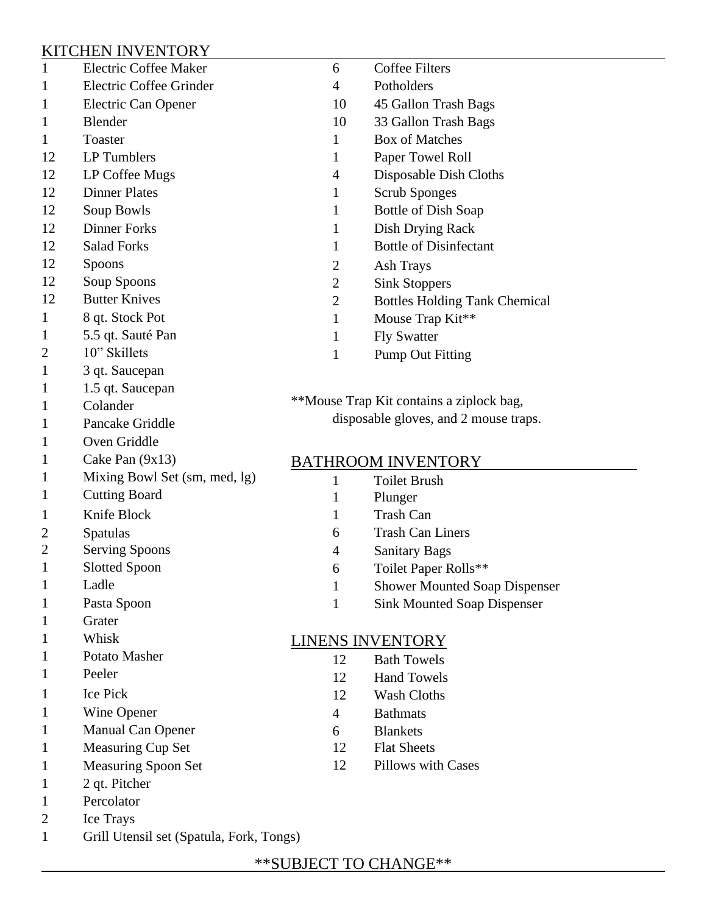## KITCHEN INVENTORY

| Qty | Item |
|---|---|
| 1 | Electric Coffee Maker |
| 1 | Electric Coffee Grinder |
| 1 | Electric Can Opener |
| 1 | Blender |
| 1 | Toaster |
| 12 | LP Tumblers |
| 12 | LP Coffee Mugs |
| 12 | Dinner Plates |
| 12 | Soup Bowls |
| 12 | Dinner Forks |
| 12 | Salad Forks |
| 12 | Spoons |
| 12 | Soup Spoons |
| 12 | Butter Knives |
| 1 | 8 qt. Stock Pot |
| 1 | 5.5 qt. Sauté Pan |
| 2 | 10" Skillets |
| 1 | 3 qt. Saucepan |
| 1 | 1.5 qt. Saucepan |
| 1 | Colander |
| 1 | Pancake Griddle |
| 1 | Oven Griddle |
| 1 | Cake Pan (9x13) |
| 1 | Mixing Bowl Set (sm, med, lg) |
| 1 | Cutting Board |
| 1 | Knife Block |
| 2 | Spatulas |
| 2 | Serving Spoons |
| 1 | Slotted Spoon |
| 1 | Ladle |
| 1 | Pasta Spoon |
| 1 | Grater |
| 1 | Whisk |
| 1 | Potato Masher |
| 1 | Peeler |
| 1 | Ice Pick |
| 1 | Wine Opener |
| 1 | Manual Can Opener |
| 1 | Measuring Cup Set |
| 1 | Measuring Spoon Set |
| 1 | 2 qt. Pitcher |
| 1 | Percolator |
| 2 | Ice Trays |
| 1 | Grill Utensil set (Spatula, Fork, Tongs) |
| 6 | Coffee Filters |
| 4 | Potholders |
| 10 | 45 Gallon Trash Bags |
| 10 | 33 Gallon Trash Bags |
| 1 | Box of Matches |
| 1 | Paper Towel Roll |
| 4 | Disposable Dish Cloths |
| 1 | Scrub Sponges |
| 1 | Bottle of Dish Soap |
| 1 | Dish Drying Rack |
| 1 | Bottle of Disinfectant |
| 2 | Ash Trays |
| 2 | Sink Stoppers |
| 2 | Bottles Holding Tank Chemical |
| 1 | Mouse Trap Kit** |
| 1 | Fly Swatter |
| 1 | Pump Out Fitting |

**Mouse Trap Kit contains a ziplock bag, disposable gloves, and 2 mouse traps.

## BATHROOM INVENTORY

| Qty | Item |
|---|---|
| 1 | Toilet Brush |
| 1 | Plunger |
| 1 | Trash Can |
| 6 | Trash Can Liners |
| 4 | Sanitary Bags |
| 6 | Toilet Paper Rolls** |
| 1 | Shower Mounted Soap Dispenser |
| 1 | Sink Mounted Soap Dispenser |

## LINENS INVENTORY

| Qty | Item |
|---|---|
| 12 | Bath Towels |
| 12 | Hand Towels |
| 12 | Wash Cloths |
| 4 | Bathmats |
| 6 | Blankets |
| 12 | Flat Sheets |
| 12 | Pillows with Cases |

**SUBJECT TO CHANGE**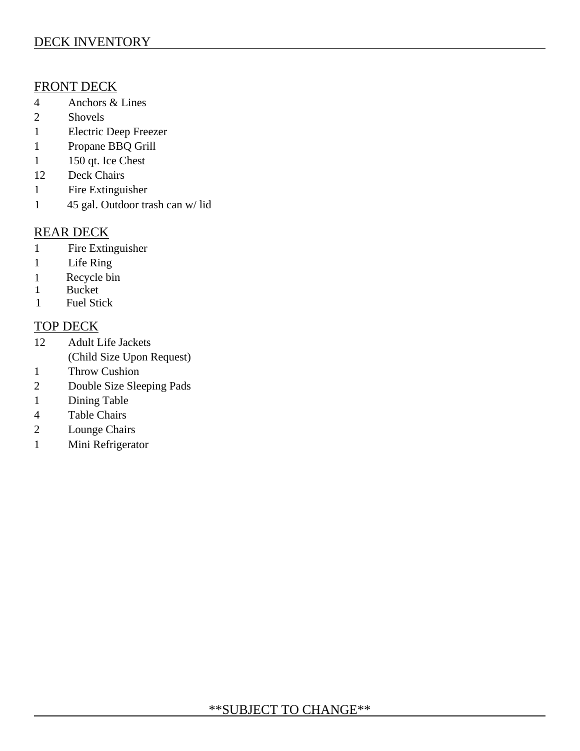# DECK INVENTORY

## FRONT DECK

| | |
|---|---|
| 4 | Anchors & Lines |
| 2 | Shovels |
| 1 | Electric Deep Freezer |
| 1 | Propane BBQ Grill |
| 1 | 150 qt. Ice Chest |
| 12 | Deck Chairs |
| 1 | Fire Extinguisher |
| 1 | 45 gal. Outdoor trash can w/ lid |

## REAR DECK

| | |
|---|---|
| 1 | Fire Extinguisher |
| 1 | Life Ring |
| 1 | Recycle bin |
| 1 | Bucket |
| 1 | Fuel Stick |

## TOP DECK

| | |
|---|---|
| 12 | Adult Life Jackets (Child Size Upon Request) |
| 1 | Throw Cushion |
| 2 | Double Size Sleeping Pads |
| 1 | Dining Table |
| 4 | Table Chairs |
| 2 | Lounge Chairs |
| 1 | Mini Refrigerator |

**SUBJECT TO CHANGE**